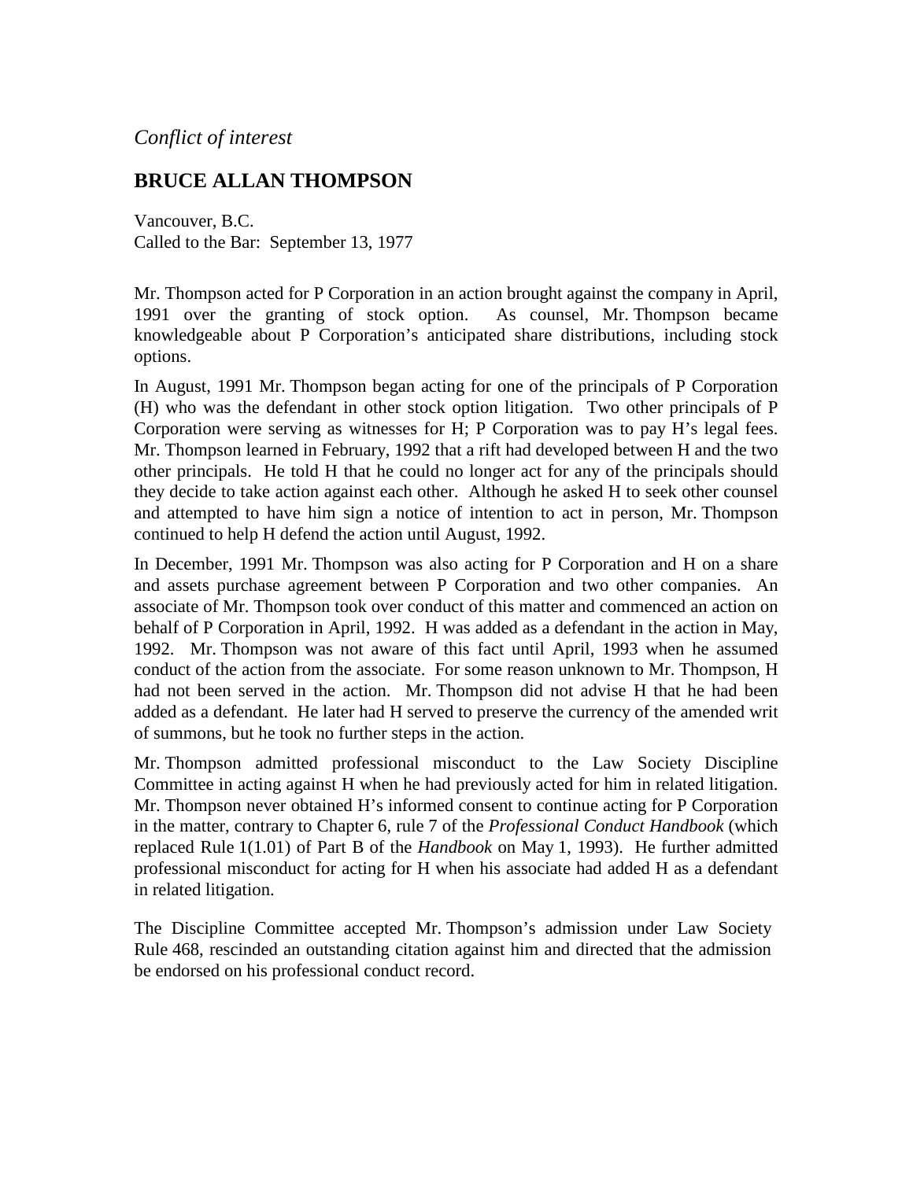*Conflict of interest*

## BRUCE ALLAN THOMPSON

Vancouver, B.C.
Called to the Bar: September 13, 1977

Mr. Thompson acted for P Corporation in an action brought against the company in April, 1991 over the granting of stock option. As counsel, Mr. Thompson became knowledgeable about P Corporation's anticipated share distributions, including stock options.

In August, 1991 Mr. Thompson began acting for one of the principals of P Corporation (H) who was the defendant in other stock option litigation. Two other principals of P Corporation were serving as witnesses for H; P Corporation was to pay H's legal fees. Mr. Thompson learned in February, 1992 that a rift had developed between H and the two other principals. He told H that he could no longer act for any of the principals should they decide to take action against each other. Although he asked H to seek other counsel and attempted to have him sign a notice of intention to act in person, Mr. Thompson continued to help H defend the action until August, 1992.

In December, 1991 Mr. Thompson was also acting for P Corporation and H on a share and assets purchase agreement between P Corporation and two other companies. An associate of Mr. Thompson took over conduct of this matter and commenced an action on behalf of P Corporation in April, 1992. H was added as a defendant in the action in May, 1992. Mr. Thompson was not aware of this fact until April, 1993 when he assumed conduct of the action from the associate. For some reason unknown to Mr. Thompson, H had not been served in the action. Mr. Thompson did not advise H that he had been added as a defendant. He later had H served to preserve the currency of the amended writ of summons, but he took no further steps in the action.

Mr. Thompson admitted professional misconduct to the Law Society Discipline Committee in acting against H when he had previously acted for him in related litigation. Mr. Thompson never obtained H's informed consent to continue acting for P Corporation in the matter, contrary to Chapter 6, rule 7 of the *Professional Conduct Handbook* (which replaced Rule 1(1.01) of Part B of the *Handbook* on May 1, 1993). He further admitted professional misconduct for acting for H when his associate had added H as a defendant in related litigation.

The Discipline Committee accepted Mr. Thompson's admission under Law Society Rule 468, rescinded an outstanding citation against him and directed that the admission be endorsed on his professional conduct record.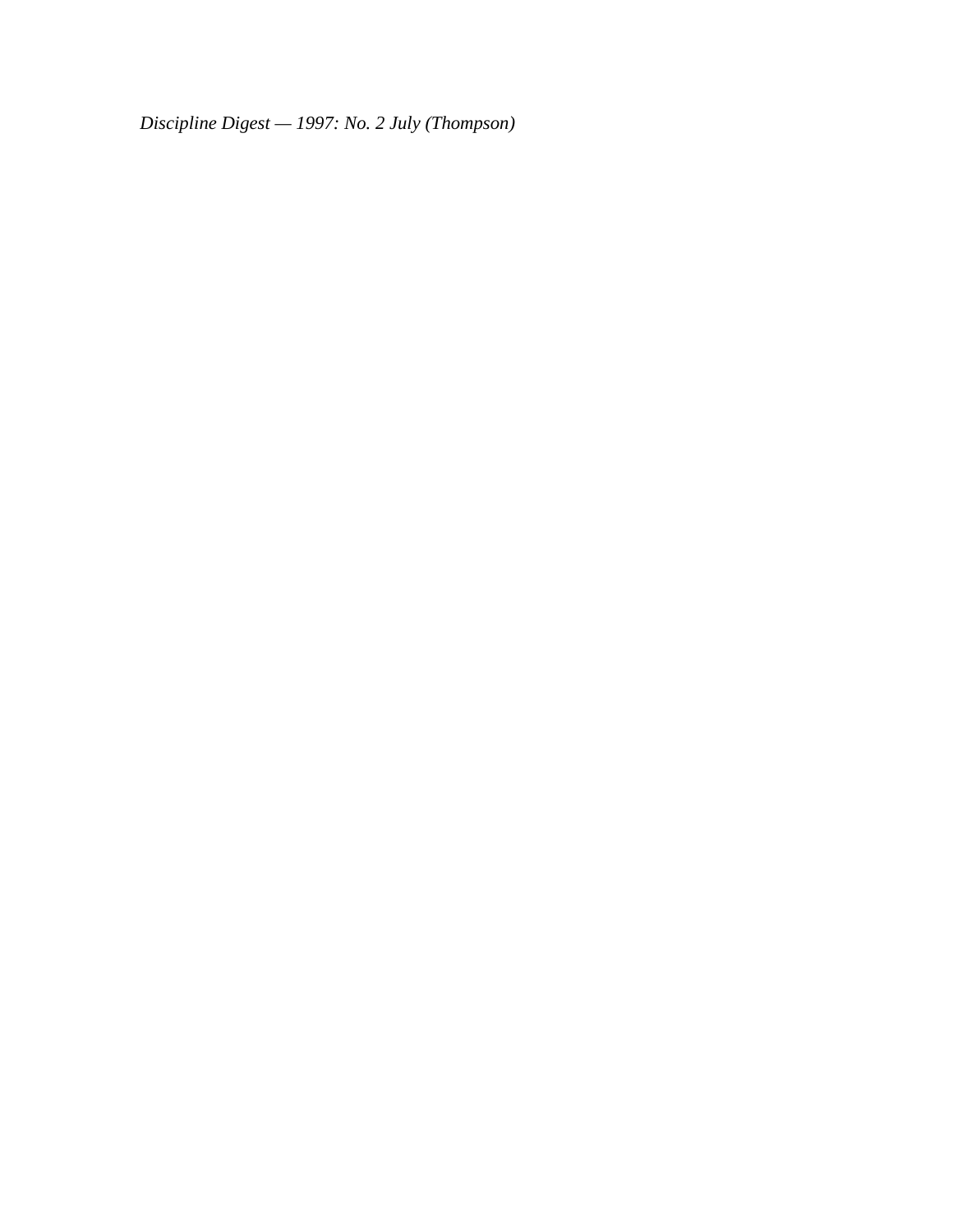*Discipline Digest — 1997: No. 2 July (Thompson)*